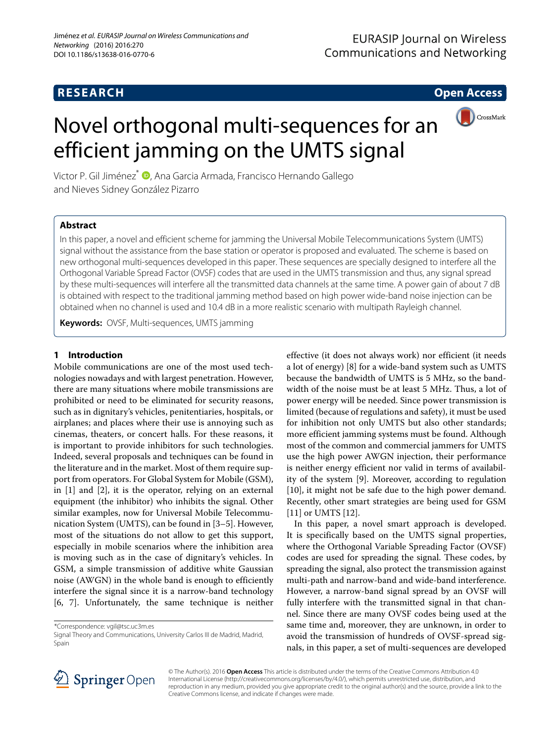RESEARCH

Open Access

# Novel orthogonal multi-sequences for an efficient jamming on the UMTS signal

Victor P. Gil Jiménez*, Ana Garcia Armada, Francisco Hernando Gallego and Nieves Sidney González Pizarro

## Abstract

In this paper, a novel and efficient scheme for jamming the Universal Mobile Telecommunications System (UMTS) signal without the assistance from the base station or operator is proposed and evaluated. The scheme is based on new orthogonal multi-sequences developed in this paper. These sequences are specially designed to interfere all the Orthogonal Variable Spread Factor (OVSF) codes that are used in the UMTS transmission and thus, any signal spread by these multi-sequences will interfere all the transmitted data channels at the same time. A power gain of about 7 dB is obtained with respect to the traditional jamming method based on high power wide-band noise injection can be obtained when no channel is used and 10.4 dB in a more realistic scenario with multipath Rayleigh channel.

**Keywords:** OVSF, Multi-sequences, UMTS jamming

## 1 Introduction

Mobile communications are one of the most used technologies nowadays and with largest penetration. However, there are many situations where mobile transmissions are prohibited or need to be eliminated for security reasons, such as in dignitary's vehicles, penitentiaries, hospitals, or airplanes; and places where their use is annoying such as cinemas, theaters, or concert halls. For these reasons, it is important to provide inhibitors for such technologies. Indeed, several proposals and techniques can be found in the literature and in the market. Most of them require support from operators. For Global System for Mobile (GSM), in [1] and [2], it is the operator, relying on an external equipment (the inhibitor) who inhibits the signal. Other similar examples, now for Universal Mobile Telecommunication System (UMTS), can be found in [3–5]. However, most of the situations do not allow to get this support, especially in mobile scenarios where the inhibition area is moving such as in the case of dignitary's vehicles. In GSM, a simple transmission of additive white Gaussian noise (AWGN) in the whole band is enough to efficiently interfere the signal since it is a narrow-band technology [6, 7]. Unfortunately, the same technique is neither effective (it does not always work) nor efficient (it needs a lot of energy) [8] for a wide-band system such as UMTS because the bandwidth of UMTS is 5 MHz, so the bandwidth of the noise must be at least 5 MHz. Thus, a lot of power energy will be needed. Since power transmission is limited (because of regulations and safety), it must be used for inhibition not only UMTS but also other standards; more efficient jamming systems must be found. Although most of the common and commercial jammers for UMTS use the high power AWGN injection, their performance is neither energy efficient nor valid in terms of availability of the system [9]. Moreover, according to regulation [10], it might not be safe due to the high power demand. Recently, other smart strategies are being used for GSM [11] or UMTS [12].

In this paper, a novel smart approach is developed. It is specifically based on the UMTS signal properties, where the Orthogonal Variable Spreading Factor (OVSF) codes are used for spreading the signal. These codes, by spreading the signal, also protect the transmission against multi-path and narrow-band and wide-band interference. However, a narrow-band signal spread by an OVSF will fully interfere with the transmitted signal in that channel. Since there are many OVSF codes being used at the same time and, moreover, they are unknown, in order to avoid the transmission of hundreds of OVSF-spread signals, in this paper, a set of multi-sequences are developed

*Correspondence: vgil@tsc.uc3m.es
Signal Theory and Communications, University Carlos III de Madrid, Madrid, Spain

© The Author(s). 2016 **Open Access** This article is distributed under the terms of the Creative Commons Attribution 4.0 International License (http://creativecommons.org/licenses/by/4.0/), which permits unrestricted use, distribution, and reproduction in any medium, provided you give appropriate credit to the original author(s) and the source, provide a link to the Creative Commons license, and indicate if changes were made.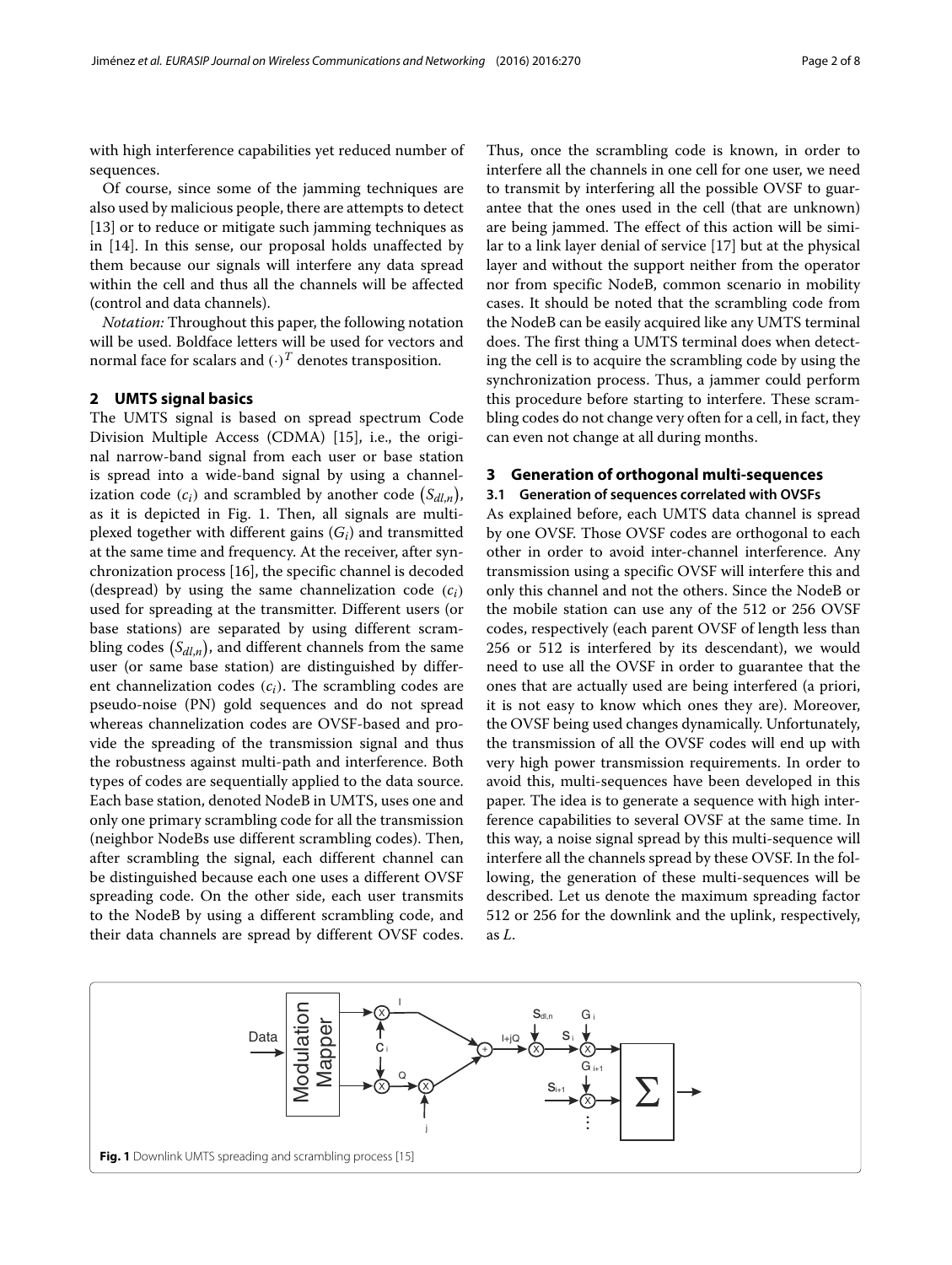with high interference capabilities yet reduced number of sequences.

Of course, since some of the jamming techniques are also used by malicious people, there are attempts to detect [13] or to reduce or mitigate such jamming techniques as in [14]. In this sense, our proposal holds unaffected by them because our signals will interfere any data spread within the cell and thus all the channels will be affected (control and data channels).

*Notation:* Throughout this paper, the following notation will be used. Boldface letters will be used for vectors and normal face for scalars and $(\cdot)^T$ denotes transposition.

## 2 UMTS signal basics

The UMTS signal is based on spread spectrum Code Division Multiple Access (CDMA) [15], i.e., the original narrow-band signal from each user or base station is spread into a wide-band signal by using a channelization code $(c_i)$ and scrambled by another code $(S_{dl,n})$, as it is depicted in Fig. 1. Then, all signals are multiplexed together with different gains $(G_i)$ and transmitted at the same time and frequency. At the receiver, after synchronization process [16], the specific channel is decoded (despread) by using the same channelization code $(c_i)$ used for spreading at the transmitter. Different users (or base stations) are separated by using different scrambling codes $(S_{dl,n})$, and different channels from the same user (or same base station) are distinguished by different channelization codes $(c_i)$. The scrambling codes are pseudo-noise (PN) gold sequences and do not spread whereas channelization codes are OVSF-based and provide the spreading of the transmission signal and thus the robustness against multi-path and interference. Both types of codes are sequentially applied to the data source. Each base station, denoted NodeB in UMTS, uses one and only one primary scrambling code for all the transmission (neighbor NodeBs use different scrambling codes). Then, after scrambling the signal, each different channel can be distinguished because each one uses a different OVSF spreading code. On the other side, each user transmits to the NodeB by using a different scrambling code, and their data channels are spread by different OVSF codes. Thus, once the scrambling code is known, in order to interfere all the channels in one cell for one user, we need to transmit by interfering all the possible OVSF to guarantee that the ones used in the cell (that are unknown) are being jammed. The effect of this action will be similar to a link layer denial of service [17] but at the physical layer and without the support neither from the operator nor from specific NodeB, common scenario in mobility cases. It should be noted that the scrambling code from the NodeB can be easily acquired like any UMTS terminal does. The first thing a UMTS terminal does when detecting the cell is to acquire the scrambling code by using the synchronization process. Thus, a jammer could perform this procedure before starting to interfere. These scrambling codes do not change very often for a cell, in fact, they can even not change at all during months.

## 3 Generation of orthogonal multi-sequences

### 3.1 Generation of sequences correlated with OVSFs

As explained before, each UMTS data channel is spread by one OVSF. Those OVSF codes are orthogonal to each other in order to avoid inter-channel interference. Any transmission using a specific OVSF will interfere this and only this channel and not the others. Since the NodeB or the mobile station can use any of the 512 or 256 OVSF codes, respectively (each parent OVSF of length less than 256 or 512 is interfered by its descendant), we would need to use all the OVSF in order to guarantee that the ones that are actually used are being interfered (a priori, it is not easy to know which ones they are). Moreover, the OVSF being used changes dynamically. Unfortunately, the transmission of all the OVSF codes will end up with very high power transmission requirements. In order to avoid this, multi-sequences have been developed in this paper. The idea is to generate a sequence with high interference capabilities to several OVSF at the same time. In this way, a noise signal spread by this multi-sequence will interfere all the channels spread by these OVSF. In the following, the generation of these multi-sequences will be described. Let us denote the maximum spreading factor 512 or 256 for the downlink and the uplink, respectively, as $L$.

**Fig. 1** Downlink UMTS spreading and scrambling process [15]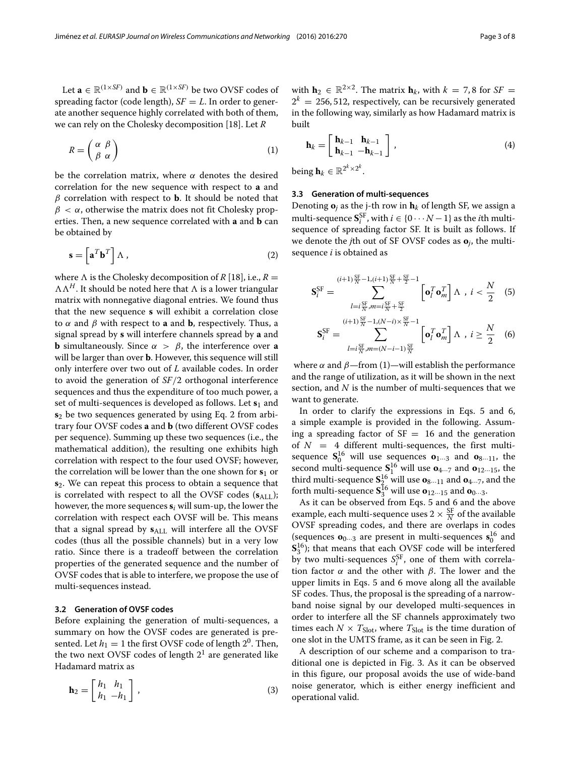Let $\mathbf{a} \in \mathbb{R}^{(1\times SF)}$ and $\mathbf{b} \in \mathbb{R}^{(1\times SF)}$ be two OVSF codes of spreading factor (code length), $SF = L$. In order to generate another sequence highly correlated with both of them, we can rely on the Cholesky decomposition [18]. Let $R$

$$R = \begin{pmatrix} \alpha & \beta \\ \beta & \alpha \end{pmatrix} \tag{1}$$

be the correlation matrix, where $\alpha$ denotes the desired correlation for the new sequence with respect to $\mathbf{a}$ and $\beta$ correlation with respect to $\mathbf{b}$. It should be noted that $\beta < \alpha$, otherwise the matrix does not fit Cholesky properties. Then, a new sequence correlated with $\mathbf{a}$ and $\mathbf{b}$ can be obtained by

$$\mathbf{s} = \left[\mathbf{a}^T \mathbf{b}^T\right] \Lambda \,, \tag{2}$$

where $\Lambda$ is the Cholesky decomposition of $R$ [18], i.e., $R = \Lambda\Lambda^H$. It should be noted here that $\Lambda$ is a lower triangular matrix with nonnegative diagonal entries. We found thus that the new sequence $\mathbf{s}$ will exhibit a correlation close to $\alpha$ and $\beta$ with respect to $\mathbf{a}$ and $\mathbf{b}$, respectively. Thus, a signal spread by $\mathbf{s}$ will interfere channels spread by $\mathbf{a}$ and $\mathbf{b}$ simultaneously. Since $\alpha > \beta$, the interference over $\mathbf{a}$ will be larger than over $\mathbf{b}$. However, this sequence will still only interfere over two out of $L$ available codes. In order to avoid the generation of $SF/2$ orthogonal interference sequences and thus the expenditure of too much power, a set of multi-sequences is developed as follows. Let $\mathbf{s}_1$ and $\mathbf{s}_2$ be two sequences generated by using Eq. 2 from arbitrary four OVSF codes $\mathbf{a}$ and $\mathbf{b}$ (two different OVSF codes per sequence). Summing up these two sequences (i.e., the mathematical addition), the resulting one exhibits high correlation with respect to the four used OVSF; however, the correlation will be lower than the one shown for $\mathbf{s}_1$ or $\mathbf{s}_2$. We can repeat this process to obtain a sequence that is correlated with respect to all the OVSF codes ($\mathbf{s}_{\text{ALL}}$); however, the more sequences $\mathbf{s}_i$ will sum-up, the lower the correlation with respect each OVSF will be. This means that a signal spread by $\mathbf{s}_{\text{ALL}}$ will interfere all the OVSF codes (thus all the possible channels) but in a very low ratio. Since there is a tradeoff between the correlation properties of the generated sequence and the number of OVSF codes that is able to interfere, we propose the use of multi-sequences instead.

### 3.2 Generation of OVSF codes

Before explaining the generation of multi-sequences, a summary on how the OVSF codes are generated is presented. Let $h_1 = 1$ the first OVSF code of length $2^0$. Then, the two next OVSF codes of length $2^1$ are generated like Hadamard matrix as

$$\mathbf{h}_2 = \begin{bmatrix} h_1 & h_1 \\ h_1 & -h_1 \end{bmatrix} \,, \tag{3}$$

with $\mathbf{h}_2 \in \mathbb{R}^{2\times 2}$. The matrix $\mathbf{h}_k$, with $k = 7, 8$ for $SF = 2^k = 256, 512$, respectively, can be recursively generated in the following way, similarly as how Hadamard matrix is built

$$\mathbf{h}_k = \begin{bmatrix} \mathbf{h}_{k-1} & \mathbf{h}_{k-1} \\ \mathbf{h}_{k-1} & -\mathbf{h}_{k-1} \end{bmatrix} \,, \tag{4}$$

being $\mathbf{h}_k \in \mathbb{R}^{2^k \times 2^k}$.

### 3.3 Generation of multi-sequences

Denoting $\mathbf{o}_j$ as the j-th row in $\mathbf{h}_k$ of length SF, we assign a multi-sequence $\mathbf{S}_i^{\text{SF}}$, with $i \in \{0 \cdots N-1\}$ as the $i$th multi-sequence of spreading factor SF. It is built as follows. If we denote the $j$th out of SF OVSF codes as $\mathbf{o}_j$, the multi-sequence $i$ is obtained as

$$\mathbf{S}_i^{\text{SF}} = \sum_{l=i\frac{\text{SF}}{N}, m=i\frac{\text{SF}}{N}+\frac{\text{SF}}{2}}^{(i+1)\frac{\text{SF}}{N}-1, (i+1)\frac{\text{SF}}{N}+\frac{\text{SF}}{2}-1} \left[\mathbf{o}_l^T \mathbf{o}_m^T\right] \Lambda \,, \; i < \frac{N}{2} \tag{5}$$

$$\mathbf{S}_i^{\text{SF}} = \sum_{l=i\frac{\text{SF}}{N}, m=(N-i-1)\frac{\text{SF}}{N}}^{(i+1)\frac{\text{SF}}{N}-1, (N-i)\times\frac{\text{SF}}{N}-1} \left[\mathbf{o}_l^T \mathbf{o}_m^T\right] \Lambda \,, \; i \geq \frac{N}{2} \tag{6}$$

where $\alpha$ and $\beta$—from (1)—will establish the performance and the range of utilization, as it will be shown in the next section, and $N$ is the number of multi-sequences that we want to generate.

In order to clarify the expressions in Eqs. 5 and 6, a simple example is provided in the following. Assuming a spreading factor of $\text{SF} = 16$ and the generation of $N = 4$ different multi-sequences, the first multi-sequence $\mathbf{S}_0^{16}$ will use sequences $\mathbf{o}_{1\cdots 3}$ and $\mathbf{o}_{8\cdots 11}$, the second multi-sequence $\mathbf{S}_1^{16}$ will use $\mathbf{o}_{4\cdots 7}$ and $\mathbf{o}_{12\cdots 15}$, the third multi-sequence $\mathbf{S}_2^{16}$ will use $\mathbf{o}_{8\cdots 11}$ and $\mathbf{o}_{4\cdots 7}$, and the forth multi-sequence $\mathbf{S}_3^{16}$ will use $\mathbf{o}_{12\cdots 15}$ and $\mathbf{o}_{0\cdots 3}$.

As it can be observed from Eqs. 5 and 6 and the above example, each multi-sequence uses $2 \times \frac{\text{SF}}{N}$ of the available OVSF spreading codes, and there are overlaps in codes (sequences $\mathbf{o}_{0\cdots 3}$ are present in multi-sequences $\mathbf{s}_0^{16}$ and $\mathbf{S}_3^{16}$); that means that each OVSF code will be interfered by two multi-sequences $S_i^{\text{SF}}$, one of them with correlation factor $\alpha$ and the other with $\beta$. The lower and the upper limits in Eqs. 5 and 6 move along all the available SF codes. Thus, the proposal is the spreading of a narrow-band noise signal by our developed multi-sequences in order to interfere all the SF channels approximately two times each $N \times T_{\text{Slot}}$, where $T_{\text{Slot}}$ is the time duration of one slot in the UMTS frame, as it can be seen in Fig. 2.

A description of our scheme and a comparison to traditional one is depicted in Fig. 3. As it can be observed in this figure, our proposal avoids the use of wide-band noise generator, which is either energy inefficient and operational valid.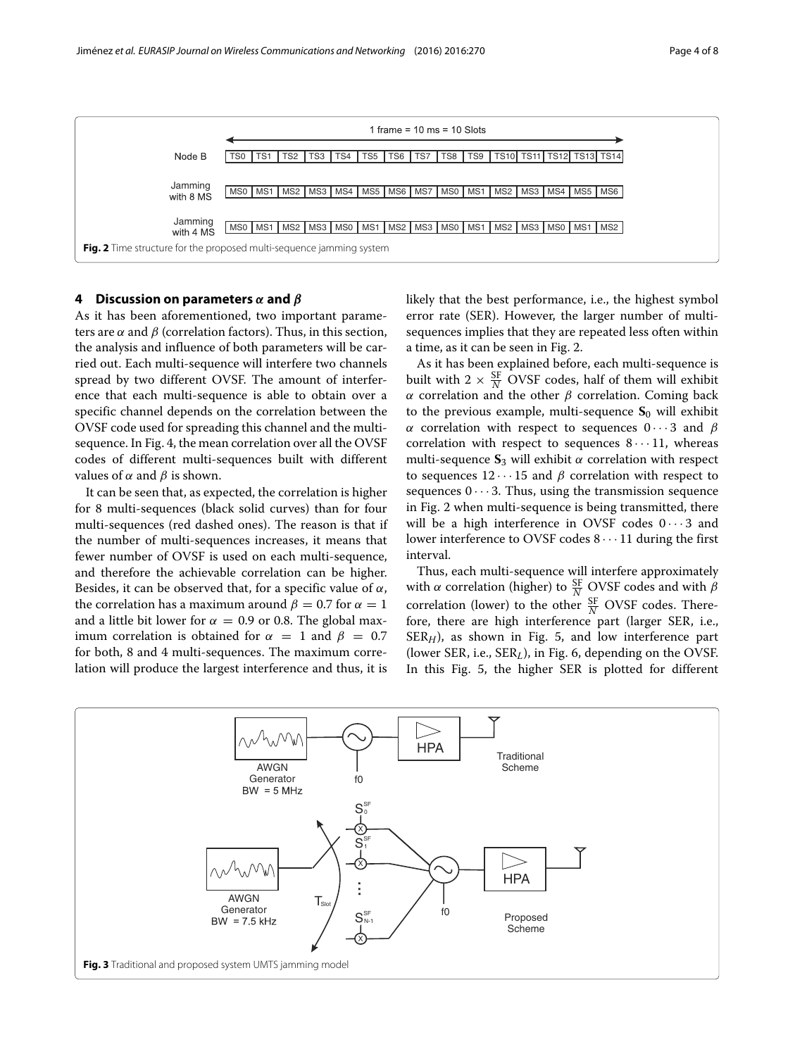Fig. 2 Time structure for the proposed multi-sequence jamming system

## 4 Discussion on parameters $\alpha$ and $\beta$

As it has been aforementioned, two important parameters are $\alpha$ and $\beta$ (correlation factors). Thus, in this section, the analysis and influence of both parameters will be carried out. Each multi-sequence will interfere two channels spread by two different OVSF. The amount of interference that each multi-sequence is able to obtain over a specific channel depends on the correlation between the OVSF code used for spreading this channel and the multi-sequence. In Fig. 4, the mean correlation over all the OVSF codes of different multi-sequences built with different values of $\alpha$ and $\beta$ is shown.

It can be seen that, as expected, the correlation is higher for 8 multi-sequences (black solid curves) than for four multi-sequences (red dashed ones). The reason is that if the number of multi-sequences increases, it means that fewer number of OVSF is used on each multi-sequence, and therefore the achievable correlation can be higher. Besides, it can be observed that, for a specific value of $\alpha$, the correlation has a maximum around $\beta = 0.7$ for $\alpha = 1$ and a little bit lower for $\alpha = 0.9$ or 0.8. The global maximum correlation is obtained for $\alpha = 1$ and $\beta = 0.7$ for both, 8 and 4 multi-sequences. The maximum correlation will produce the largest interference and thus, it is likely that the best performance, i.e., the highest symbol error rate (SER). However, the larger number of multi-sequences implies that they are repeated less often within a time, as it can be seen in Fig. 2.

As it has been explained before, each multi-sequence is built with $2 \times \frac{\mathrm{SF}}{N}$ OVSF codes, half of them will exhibit $\alpha$ correlation and the other $\beta$ correlation. Coming back to the previous example, multi-sequence $\mathbf{S}_0$ will exhibit $\alpha$ correlation with respect to sequences $0 \cdots 3$ and $\beta$ correlation with respect to sequences $8 \cdots 11$, whereas multi-sequence $\mathbf{S}_3$ will exhibit $\alpha$ correlation with respect to sequences $12 \cdots 15$ and $\beta$ correlation with respect to sequences $0 \cdots 3$. Thus, using the transmission sequence in Fig. 2 when multi-sequence is being transmitted, there will be a high interference in OVSF codes $0 \cdots 3$ and lower interference to OVSF codes $8 \cdots 11$ during the first interval.

Thus, each multi-sequence will interfere approximately with $\alpha$ correlation (higher) to $\frac{\mathrm{SF}}{N}$ OVSF codes and with $\beta$ correlation (lower) to the other $\frac{\mathrm{SF}}{N}$ OVSF codes. Therefore, there are high interference part (larger SER, i.e., $\mathrm{SER}_H$), as shown in Fig. 5, and low interference part (lower SER, i.e., $\mathrm{SER}_L$), in Fig. 6, depending on the OVSF. In this Fig. 5, the higher SER is plotted for different

Fig. 3 Traditional and proposed system UMTS jamming model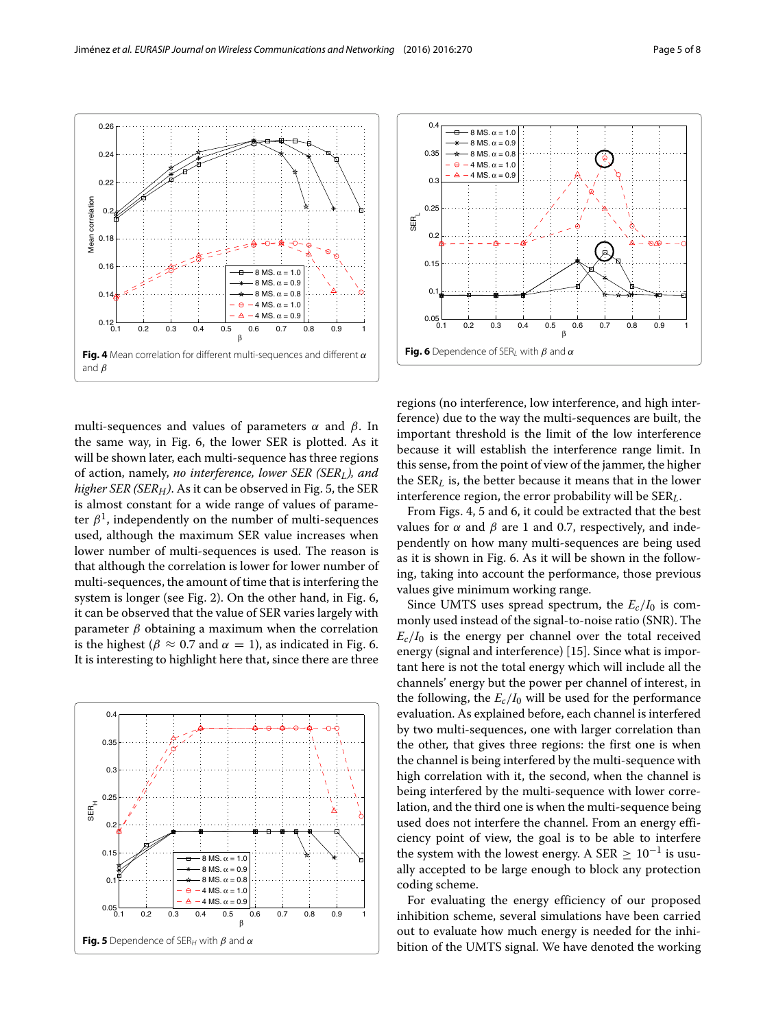Fig. 4 Mean correlation for different multi-sequences and different $\alpha$ and $\beta$

Fig. 6 Dependence of $SER_L$ with $\beta$ and $\alpha$

multi-sequences and values of parameters $\alpha$ and $\beta$. In the same way, in Fig. 6, the lower SER is plotted. As it will be shown later, each multi-sequence has three regions of action, namely, *no interference, lower SER ($SER_L$), and higher SER ($SER_H$)*. As it can be observed in Fig. 5, the SER is almost constant for a wide range of values of parameter $\beta$[1], independently on the number of multi-sequences used, although the maximum SER value increases when lower number of multi-sequences is used. The reason is that although the correlation is lower for lower number of multi-sequences, the amount of time that is interfering the system is longer (see Fig. 2). On the other hand, in Fig. 6, it can be observed that the value of SER varies largely with parameter $\beta$ obtaining a maximum when the correlation is the highest ($\beta \approx 0.7$ and $\alpha = 1$), as indicated in Fig. 6. It is interesting to highlight here that, since there are three regions (no interference, low interference, and high interference) due to the way the multi-sequences are built, the important threshold is the limit of the low interference because it will establish the interference range limit. In this sense, from the point of view of the jammer, the higher the $SER_L$ is, the better because it means that in the lower interference region, the error probability will be $SER_L$.

From Figs. 4, 5 and 6, it could be extracted that the best values for $\alpha$ and $\beta$ are 1 and 0.7, respectively, and independently on how many multi-sequences are being used as it is shown in Fig. 6. As it will be shown in the following, taking into account the performance, those previous values give minimum working range.

Since UMTS uses spread spectrum, the $E_c/I_0$ is commonly used instead of the signal-to-noise ratio (SNR). The $E_c/I_0$ is the energy per channel over the total received energy (signal and interference) [15]. Since what is important here is not the total energy which will include all the channels' energy but the power per channel of interest, in the following, the $E_c/I_0$ will be used for the performance evaluation. As explained before, each channel is interfered by two multi-sequences, one with larger correlation than the other, that gives three regions: the first one is when the channel is being interfered by the multi-sequence with high correlation with it, the second, when the channel is being interfered by the multi-sequence with lower correlation, and the third one is when the multi-sequence being used does not interfere the channel. From an energy efficiency point of view, the goal is to be able to interfere the system with the lowest energy. A SER $\geq 10^{-1}$ is usually accepted to be large enough to block any protection coding scheme.

For evaluating the energy efficiency of our proposed inhibition scheme, several simulations have been carried out to evaluate how much energy is needed for the inhibition of the UMTS signal. We have denoted the working

Fig. 5 Dependence of $SER_H$ with $\beta$ and $\alpha$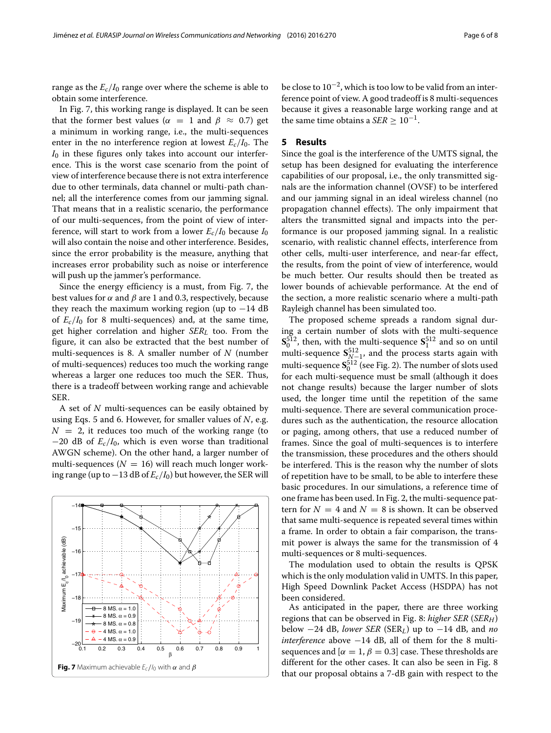range as the $E_c/I_0$ range over where the scheme is able to obtain some interference.

In Fig. 7, this working range is displayed. It can be seen that the former best values ($\alpha = 1$ and $\beta \approx 0.7$) get a minimum in working range, i.e., the multi-sequences enter in the no interference region at lowest $E_c/I_0$. The $I_0$ in these figures only takes into account our interference. This is the worst case scenario from the point of view of interference because there is not extra interference due to other terminals, data channel or multi-path channel; all the interference comes from our jamming signal. That means that in a realistic scenario, the performance of our multi-sequences, from the point of view of interference, will start to work from a lower $E_c/I_0$ because $I_0$ will also contain the noise and other interference. Besides, since the error probability is the measure, anything that increases error probability such as noise or interference will push up the jammer's performance.

Since the energy efficiency is a must, from Fig. 7, the best values for $\alpha$ and $\beta$ are 1 and 0.3, respectively, because they reach the maximum working region (up to −14 dB of $E_c/I_0$ for 8 multi-sequences) and, at the same time, get higher correlation and higher $SER_L$ too. From the figure, it can also be extracted that the best number of multi-sequences is 8. A smaller number of $N$ (number of multi-sequences) reduces too much the working range whereas a larger one reduces too much the SER. Thus, there is a tradeoff between working range and achievable SER.

A set of $N$ multi-sequences can be easily obtained by using Eqs. 5 and 6. However, for smaller values of $N$, e.g. $N = 2$, it reduces too much of the working range (to −20 dB of $E_c/I_0$, which is even worse than traditional AWGN scheme). On the other hand, a larger number of multi-sequences ($N = 16$) will reach much longer working range (up to −13 dB of $E_c/I_0$) but however, the SER will be close to $10^{-2}$, which is too low to be valid from an interference point of view. A good tradeoff is 8 multi-sequences because it gives a reasonable large working range and at the same time obtains a $SER \geq 10^{-1}$.

**Fig. 7** Maximum achievable $E_c/I_0$ with $\alpha$ and $\beta$

## 5 Results

Since the goal is the interference of the UMTS signal, the setup has been designed for evaluating the interference capabilities of our proposal, i.e., the only transmitted signals are the information channel (OVSF) to be interfered and our jamming signal in an ideal wireless channel (no propagation channel effects). The only impairment that alters the transmitted signal and impacts into the performance is our proposed jamming signal. In a realistic scenario, with realistic channel effects, interference from other cells, multi-user interference, and near-far effect, the results, from the point of view of interference, would be much better. Our results should then be treated as lower bounds of achievable performance. At the end of the section, a more realistic scenario where a multi-path Rayleigh channel has been simulated too.

The proposed scheme spreads a random signal during a certain number of slots with the multi-sequence $\mathbf{S}_0^{512}$, then, with the multi-sequence $\mathbf{S}_1^{512}$ and so on until multi-sequence $\mathbf{S}_{N-1}^{512}$, and the process starts again with multi-sequence $\mathbf{S}_0^{512}$ (see Fig. 2). The number of slots used for each multi-sequence must be small (although it does not change results) because the larger number of slots used, the longer time until the repetition of the same multi-sequence. There are several communication procedures such as the authentication, the resource allocation or paging, among others, that use a reduced number of frames. Since the goal of multi-sequences is to interfere the transmission, these procedures and the others should be interfered. This is the reason why the number of slots of repetition have to be small, to be able to interfere these basic procedures. In our simulations, a reference time of one frame has been used. In Fig. 2, the multi-sequence pattern for $N = 4$ and $N = 8$ is shown. It can be observed that same multi-sequence is repeated several times within a frame. In order to obtain a fair comparison, the transmit power is always the same for the transmission of 4 multi-sequences or 8 multi-sequences.

The modulation used to obtain the results is QPSK which is the only modulation valid in UMTS. In this paper, High Speed Downlink Packet Access (HSDPA) has not been considered.

As anticipated in the paper, there are three working regions that can be observed in Fig. 8: *higher SER* ($SER_H$) below −24 dB, *lower SER* ($SER_L$) up to −14 dB, and *no interference* above −14 dB, all of them for the 8 multi-sequences and [$\alpha = 1, \beta = 0.3$] case. These thresholds are different for the other cases. It can also be seen in Fig. 8 that our proposal obtains a 7-dB gain with respect to the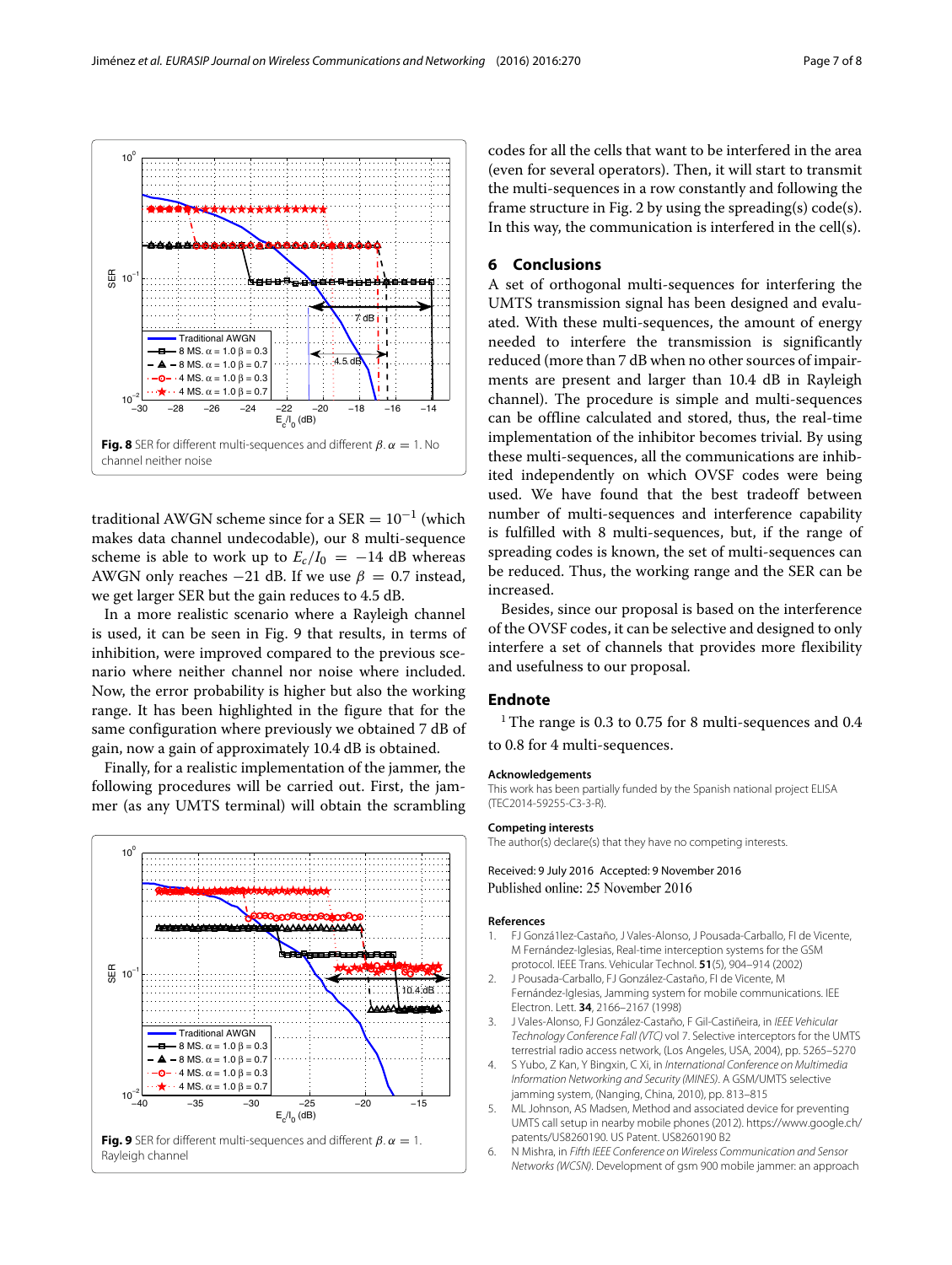Fig. 8 SER for different multi-sequences and different $\beta$. $\alpha = 1$. No channel neither noise

traditional AWGN scheme since for a SER $= 10^{-1}$ (which makes data channel undecodable), our 8 multi-sequence scheme is able to work up to $E_c/I_0 = -14$ dB whereas AWGN only reaches $-21$ dB. If we use $\beta = 0.7$ instead, we get larger SER but the gain reduces to 4.5 dB.

In a more realistic scenario where a Rayleigh channel is used, it can be seen in Fig. 9 that results, in terms of inhibition, were improved compared to the previous scenario where neither channel nor noise where included. Now, the error probability is higher but also the working range. It has been highlighted in the figure that for the same configuration where previously we obtained 7 dB of gain, now a gain of approximately 10.4 dB is obtained.

Finally, for a realistic implementation of the jammer, the following procedures will be carried out. First, the jammer (as any UMTS terminal) will obtain the scrambling codes for all the cells that want to be interfered in the area (even for several operators). Then, it will start to transmit the multi-sequences in a row constantly and following the frame structure in Fig. 2 by using the spreading(s) code(s). In this way, the communication is interfered in the cell(s).

Fig. 9 SER for different multi-sequences and different $\beta$. $\alpha = 1$. Rayleigh channel

## 6 Conclusions

A set of orthogonal multi-sequences for interfering the UMTS transmission signal has been designed and evaluated. With these multi-sequences, the amount of energy needed to interfere the transmission is significantly reduced (more than 7 dB when no other sources of impairments are present and larger than 10.4 dB in Rayleigh channel). The procedure is simple and multi-sequences can be offline calculated and stored, thus, the real-time implementation of the inhibitor becomes trivial. By using these multi-sequences, all the communications are inhibited independently on which OVSF codes were being used. We have found that the best tradeoff between number of multi-sequences and interference capability is fulfilled with 8 multi-sequences, but, if the range of spreading codes is known, the set of multi-sequences can be reduced. Thus, the working range and the SER can be increased.

Besides, since our proposal is based on the interference of the OVSF codes, it can be selective and designed to only interfere a set of channels that provides more flexibility and usefulness to our proposal.

## Endnote

[1] The range is 0.3 to 0.75 for 8 multi-sequences and 0.4 to 0.8 for 4 multi-sequences.

### Acknowledgements

This work has been partially funded by the Spanish national project ELISA (TEC2014-59255-C3-3-R).

### Competing interests

The author(s) declare(s) that they have no competing interests.

Received: 9 July 2016 Accepted: 9 November 2016
Published online: 25 November 2016

### References

1. FJ González-Castaño, J Vales-Alonso, J Pousada-Carballo, FI de Vicente, M Fernández-Iglesias, Real-time interception systems for the GSM protocol. IEEE Trans. Vehicular Technol. **51**(5), 904–914 (2002)
2. J Pousada-Carballo, FJ González-Castaño, FI de Vicente, M Fernández-Iglesias, Jamming system for mobile communications. IEE Electron. Lett. **34**, 2166–2167 (1998)
3. J Vales-Alonso, FJ González-Castaño, F Gil-Castiñeira, in *IEEE Vehicular Technology Conference Fall (VTC)* vol 7. Selective interceptors for the UMTS terrestrial radio access network, (Los Angeles, USA, 2004), pp. 5265–5270
4. S Yubo, Z Kan, Y Bingxin, C Xi, in *International Conference on Multimedia Information Networking and Security (MINES)*. A GSM/UMTS selective jamming system, (Nanging, China, 2010), pp. 813–815
5. ML Johnson, AS Madsen, Method and associated device for preventing UMTS call setup in nearby mobile phones (2012). https://www.google.ch/patents/US8260190. US Patent. US8260190 B2
6. N Mishra, in *Fifth IEEE Conference on Wireless Communication and Sensor Networks (WCSN)*. Development of gsm 900 mobile jammer: an approach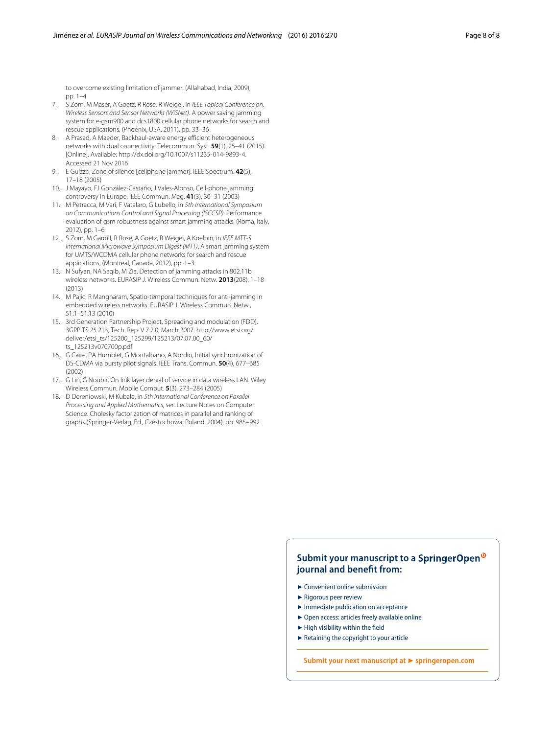to overcome existing limitation of jammer, (Allahabad, India, 2009), pp. 1–4

7. S Zorn, M Maser, A Goetz, R Rose, R Weigel, in *IEEE Topical Conference on, Wireless Sensors and Sensor Networks (WiSNet)*. A power saving jamming system for e-gsm900 and dcs1800 cellular phone networks for search and rescue applications, (Phoenix, USA, 2011), pp. 33–36
8. A Prasad, A Maeder, Backhaul-aware energy efficient heterogeneous networks with dual connectivity. Telecommun. Syst. **59**(1), 25–41 (2015). [Online]. Available: http://dx.doi.org/10.1007/s11235-014-9893-4. Accessed 21 Nov 2016
9. E Guizzo, Zone of silence [cellphone jammer]. IEEE Spectrum. **42**(5), 17–18 (2005)
10. J Mayayo, FJ González-Castaño, J Vales-Alonso, Cell-phone jamming controversy in Europe. IEEE Commun. Mag. **41**(3), 30–31 (2003)
11. M Petracca, M Vari, F Vatalaro, G Lubello, in *5th International Symposium on Communications Control and Signal Processing (ISCCSP)*. Performance evaluation of gsm robustness against smart jamming attacks, (Roma, Italy, 2012), pp. 1–6
12. S Zorn, M Gardill, R Rose, A Goetz, R Weigel, A Koelpin, in *IEEE MTT-S International Microwave Symposium Digest (MTT)*. A smart jamming system for UMTS/WCDMA cellular phone networks for search and rescue applications, (Montreal, Canada, 2012), pp. 1–3
13. N Sufyan, NA Saqib, M Zia, Detection of jamming attacks in 802.11b wireless networks. EURASIP J. Wireless Commun. Netw. **2013**(208), 1–18 (2013)
14. M Pajic, R Mangharam, Spatio-temporal techniques for anti-jamming in embedded wireless networks. EURASIP J. Wireless Commun. Netw., 51:1–51:13 (2010)
15. 3rd Generation Partnership Project, Spreading and modulation (FDD). 3GPP TS 25.213, Tech. Rep. V 7.7.0, March 2007. http://www.etsi.org/deliver/etsi_ts/125200_125299/125213/07.07.00_60/ts_125213v070700p.pdf
16. G Caire, PA Humblet, G Montalbano, A Nordio, Initial synchronization of DS-CDMA via bursty pilot signals. IEEE Trans. Commun. **50**(4), 677–685 (2002)
17. G Lin, G Noubir, On link layer denial of service in data wireless LAN. Wiley Wireless Commun. Mobile Comput. **5**(3), 273–284 (2005)
18. D Dereniowski, M Kubale, in *5th International Conference on Parallel Processing and Applied Mathematics*, ser. Lecture Notes on Computer Science. Cholesky factorization of matrices in parallel and ranking of graphs (Springer-Verlag, Ed., Czestochowa, Poland, 2004), pp. 985–992

**Submit your manuscript to a SpringerOpen journal and benefit from:**

- ► Convenient online submission
- ► Rigorous peer review
- ► Immediate publication on acceptance
- ► Open access: articles freely available online
- ► High visibility within the field
- ► Retaining the copyright to your article

**Submit your next manuscript at ► springeropen.com**